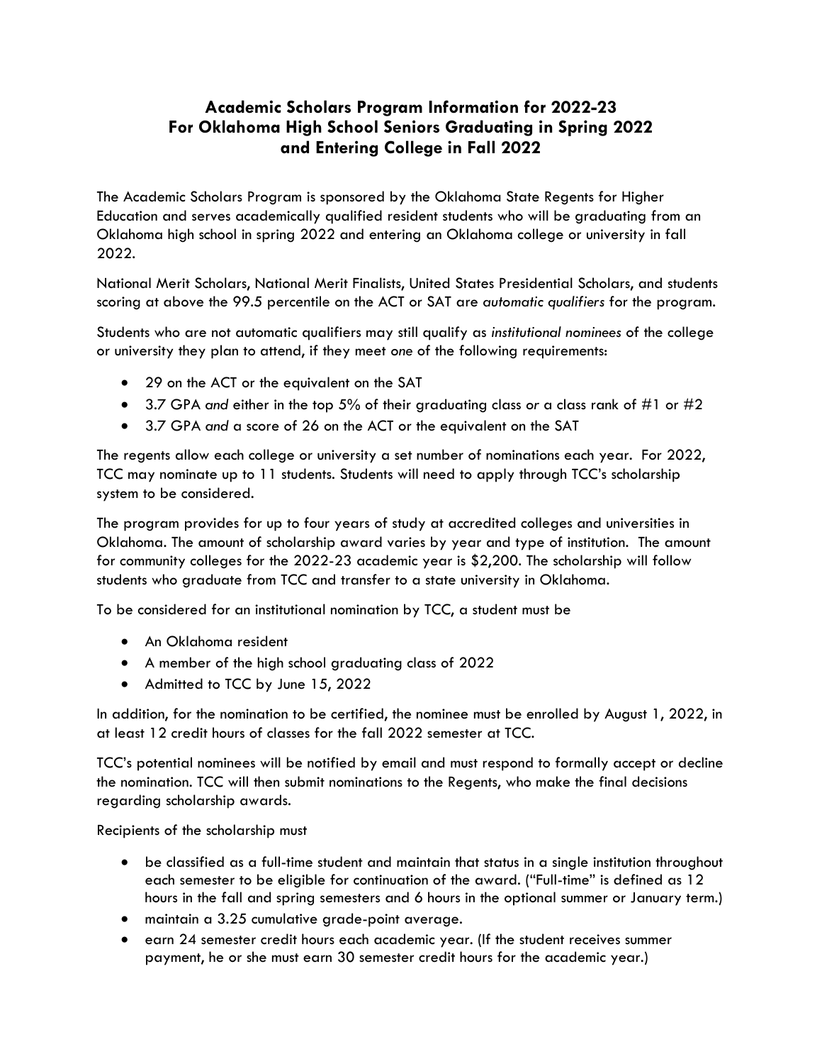# Academic Scholars Program Information for 2022-23
# For Oklahoma High School Seniors Graduating in Spring 2022
# and Entering College in Fall 2022

The Academic Scholars Program is sponsored by the Oklahoma State Regents for Higher Education and serves academically qualified resident students who will be graduating from an Oklahoma high school in spring 2022 and entering an Oklahoma college or university in fall 2022.

National Merit Scholars, National Merit Finalists, United States Presidential Scholars, and students scoring at above the 99.5 percentile on the ACT or SAT are *automatic qualifiers* for the program.

Students who are not automatic qualifiers may still qualify as *institutional nominees* of the college or university they plan to attend, if they meet *one* of the following requirements:

- 29 on the ACT or the equivalent on the SAT
- 3.7 GPA *and* either in the top 5% of their graduating class *or* a class rank of #1 or #2
- 3.7 GPA *and* a score of 26 on the ACT or the equivalent on the SAT

The regents allow each college or university a set number of nominations each year. For 2022, TCC may nominate up to 11 students. Students will need to apply through TCC's scholarship system to be considered.

The program provides for up to four years of study at accredited colleges and universities in Oklahoma. The amount of scholarship award varies by year and type of institution. The amount for community colleges for the 2022-23 academic year is $2,200. The scholarship will follow students who graduate from TCC and transfer to a state university in Oklahoma.

To be considered for an institutional nomination by TCC, a student must be

- An Oklahoma resident
- A member of the high school graduating class of 2022
- Admitted to TCC by June 15, 2022

In addition, for the nomination to be certified, the nominee must be enrolled by August 1, 2022, in at least 12 credit hours of classes for the fall 2022 semester at TCC.

TCC's potential nominees will be notified by email and must respond to formally accept or decline the nomination. TCC will then submit nominations to the Regents, who make the final decisions regarding scholarship awards.

Recipients of the scholarship must

- be classified as a full-time student and maintain that status in a single institution throughout each semester to be eligible for continuation of the award. ("Full-time" is defined as 12 hours in the fall and spring semesters and 6 hours in the optional summer or January term.)
- maintain a 3.25 cumulative grade-point average.
- earn 24 semester credit hours each academic year. (If the student receives summer payment, he or she must earn 30 semester credit hours for the academic year.)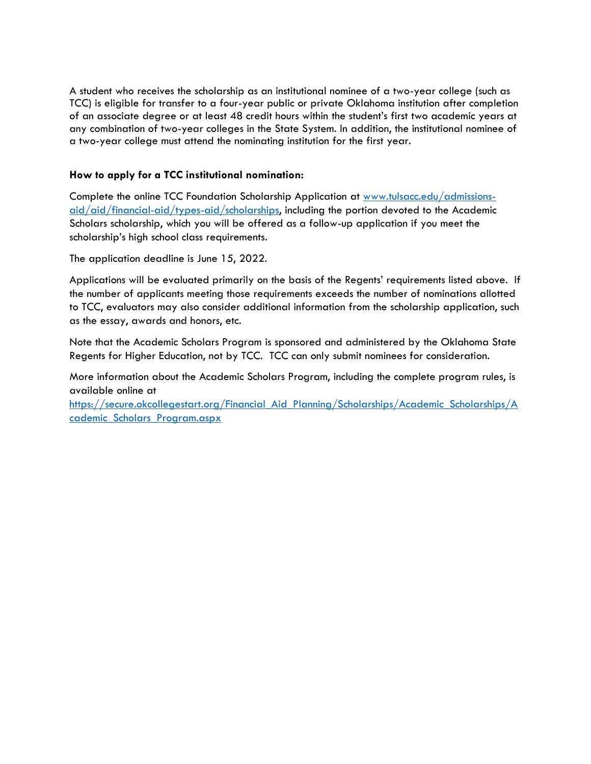A student who receives the scholarship as an institutional nominee of a two-year college (such as TCC) is eligible for transfer to a four-year public or private Oklahoma institution after completion of an associate degree or at least 48 credit hours within the student's first two academic years at any combination of two-year colleges in the State System. In addition, the institutional nominee of a two-year college must attend the nominating institution for the first year.

**How to apply for a TCC institutional nomination:**

Complete the online TCC Foundation Scholarship Application at [www.tulsacc.edu/admissions-aid/aid/financial-aid/types-aid/scholarships](www.tulsacc.edu/admissions-aid/aid/financial-aid/types-aid/scholarships), including the portion devoted to the Academic Scholars scholarship, which you will be offered as a follow-up application if you meet the scholarship's high school class requirements.

The application deadline is June 15, 2022.

Applications will be evaluated primarily on the basis of the Regents' requirements listed above. If the number of applicants meeting those requirements exceeds the number of nominations allotted to TCC, evaluators may also consider additional information from the scholarship application, such as the essay, awards and honors, etc.

Note that the Academic Scholars Program is sponsored and administered by the Oklahoma State Regents for Higher Education, not by TCC. TCC can only submit nominees for consideration.

More information about the Academic Scholars Program, including the complete program rules, is available online at [https://secure.okcollegestart.org/Financial_Aid_Planning/Scholarships/Academic_Scholarships/Academic_Scholars_Program.aspx](https://secure.okcollegestart.org/Financial_Aid_Planning/Scholarships/Academic_Scholarships/Academic_Scholars_Program.aspx)